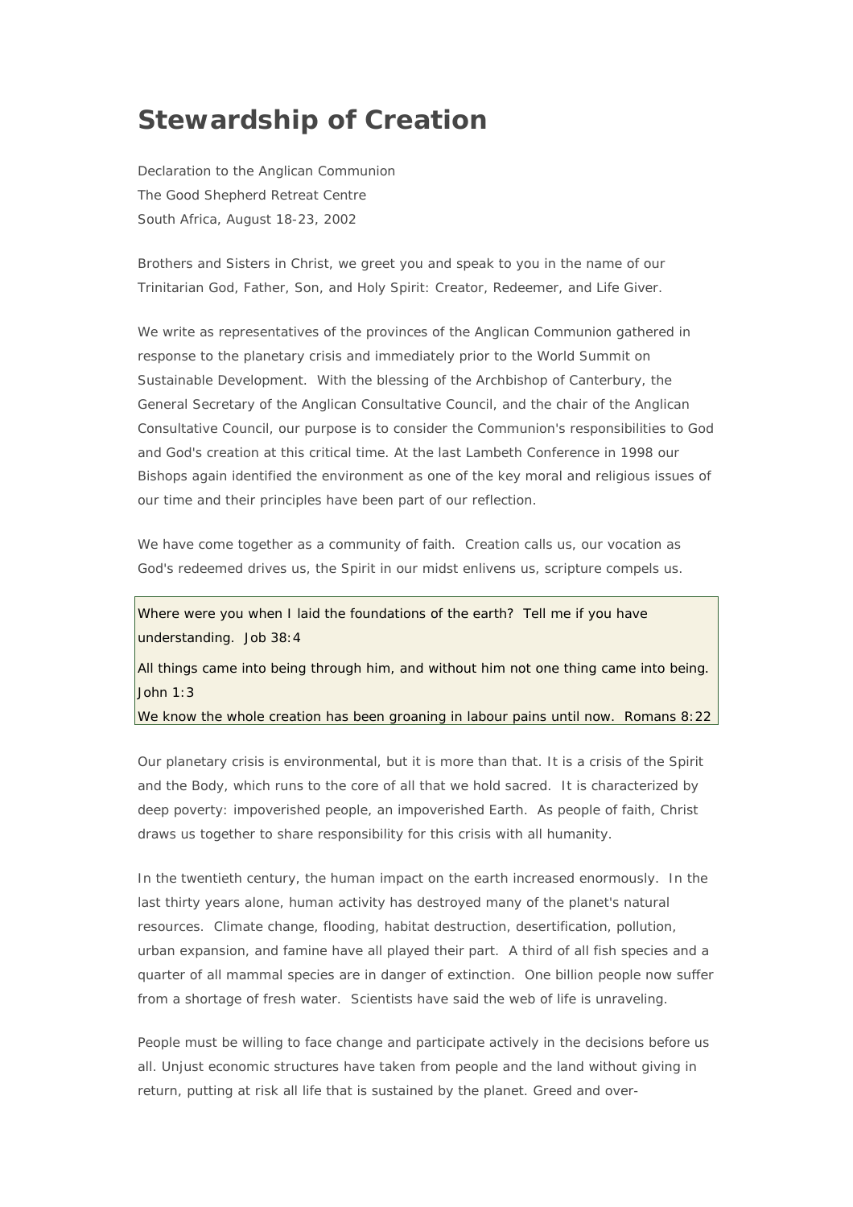# Stewardship of Creation

Declaration to the Anglican Communion
The Good Shepherd Retreat Centre
South Africa, August 18-23, 2002

Brothers and Sisters in Christ, we greet you and speak to you in the name of our Trinitarian God, Father, Son, and Holy Spirit: Creator, Redeemer, and Life Giver.

We write as representatives of the provinces of the Anglican Communion gathered in response to the planetary crisis and immediately prior to the World Summit on Sustainable Development. With the blessing of the Archbishop of Canterbury, the General Secretary of the Anglican Consultative Council, and the chair of the Anglican Consultative Council, our purpose is to consider the Communion's responsibilities to God and God's creation at this critical time. At the last Lambeth Conference in 1998 our Bishops again identified the environment as one of the key moral and religious issues of our time and their principles have been part of our reflection.

We have come together as a community of faith. Creation calls us, our vocation as God's redeemed drives us, the Spirit in our midst enlivens us, scripture compels us.

> Where were you when I laid the foundations of the earth? Tell me if you have understanding. Job 38:4
>
> All things came into being through him, and without him not one thing came into being. John 1:3
>
> We know the whole creation has been groaning in labour pains until now. Romans 8:22

Our planetary crisis is environmental, but it is more than that. It is a crisis of the Spirit and the Body, which runs to the core of all that we hold sacred. It is characterized by deep poverty: impoverished people, an impoverished Earth. As people of faith, Christ draws us together to share responsibility for this crisis with all humanity.

In the twentieth century, the human impact on the earth increased enormously. In the last thirty years alone, human activity has destroyed many of the planet's natural resources. Climate change, flooding, habitat destruction, desertification, pollution, urban expansion, and famine have all played their part. A third of all fish species and a quarter of all mammal species are in danger of extinction. One billion people now suffer from a shortage of fresh water. Scientists have said the web of life is unraveling.

People must be willing to face change and participate actively in the decisions before us all. Unjust economic structures have taken from people and the land without giving in return, putting at risk all life that is sustained by the planet. Greed and over-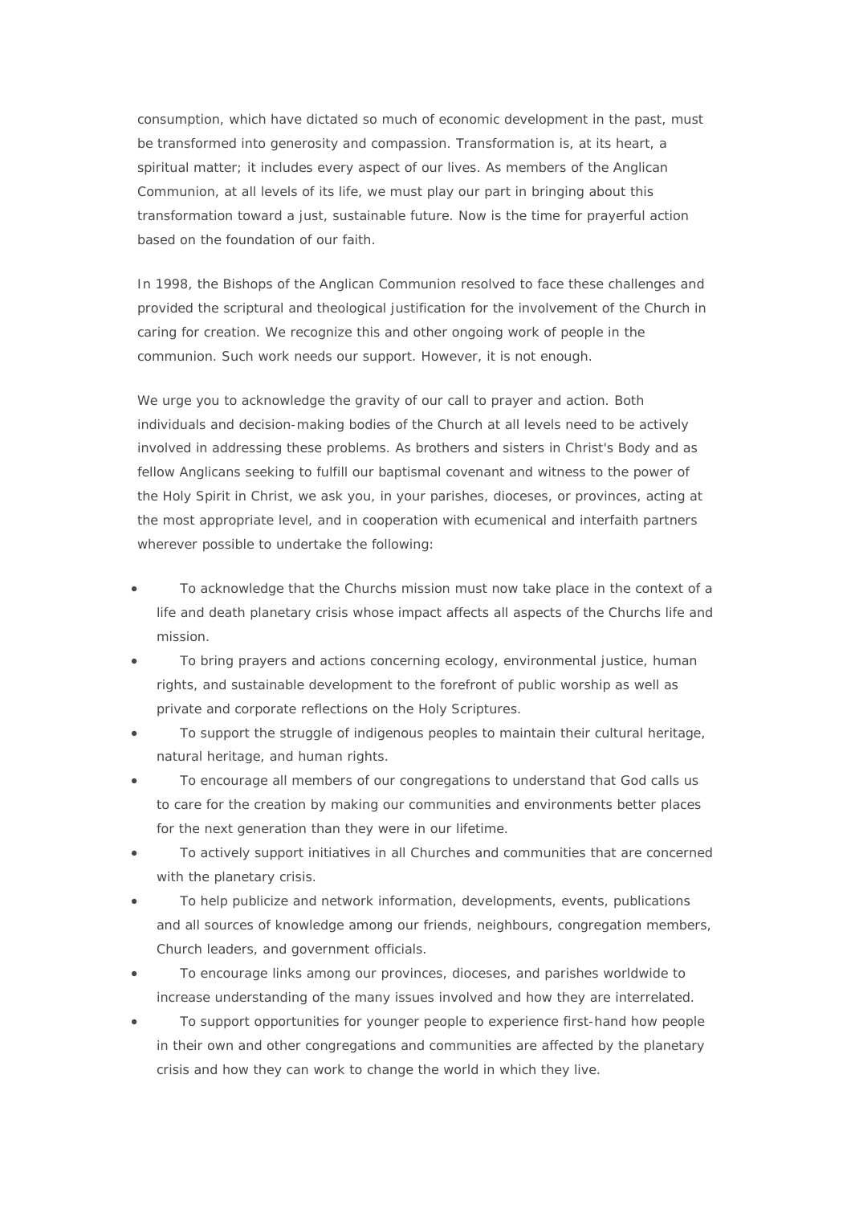consumption, which have dictated so much of economic development in the past, must be transformed into generosity and compassion. Transformation is, at its heart, a spiritual matter; it includes every aspect of our lives. As members of the Anglican Communion, at all levels of its life, we must play our part in bringing about this transformation toward a just, sustainable future. Now is the time for prayerful action based on the foundation of our faith.

In 1998, the Bishops of the Anglican Communion resolved to face these challenges and provided the scriptural and theological justification for the involvement of the Church in caring for creation. We recognize this and other ongoing work of people in the communion. Such work needs our support. However, it is not enough.

We urge you to acknowledge the gravity of our call to prayer and action. Both individuals and decision-making bodies of the Church at all levels need to be actively involved in addressing these problems. As brothers and sisters in Christ's Body and as fellow Anglicans seeking to fulfill our baptismal covenant and witness to the power of the Holy Spirit in Christ, we ask you, in your parishes, dioceses, or provinces, acting at the most appropriate level, and in cooperation with ecumenical and interfaith partners wherever possible to undertake the following:

- To acknowledge that the Churchs mission must now take place in the context of a life and death planetary crisis whose impact affects all aspects of the Churchs life and mission.
- To bring prayers and actions concerning ecology, environmental justice, human rights, and sustainable development to the forefront of public worship as well as private and corporate reflections on the Holy Scriptures.
- To support the struggle of indigenous peoples to maintain their cultural heritage, natural heritage, and human rights.
- To encourage all members of our congregations to understand that God calls us to care for the creation by making our communities and environments better places for the next generation than they were in our lifetime.
- To actively support initiatives in all Churches and communities that are concerned with the planetary crisis.
- To help publicize and network information, developments, events, publications and all sources of knowledge among our friends, neighbours, congregation members, Church leaders, and government officials.
- To encourage links among our provinces, dioceses, and parishes worldwide to increase understanding of the many issues involved and how they are interrelated.
- To support opportunities for younger people to experience first-hand how people in their own and other congregations and communities are affected by the planetary crisis and how they can work to change the world in which they live.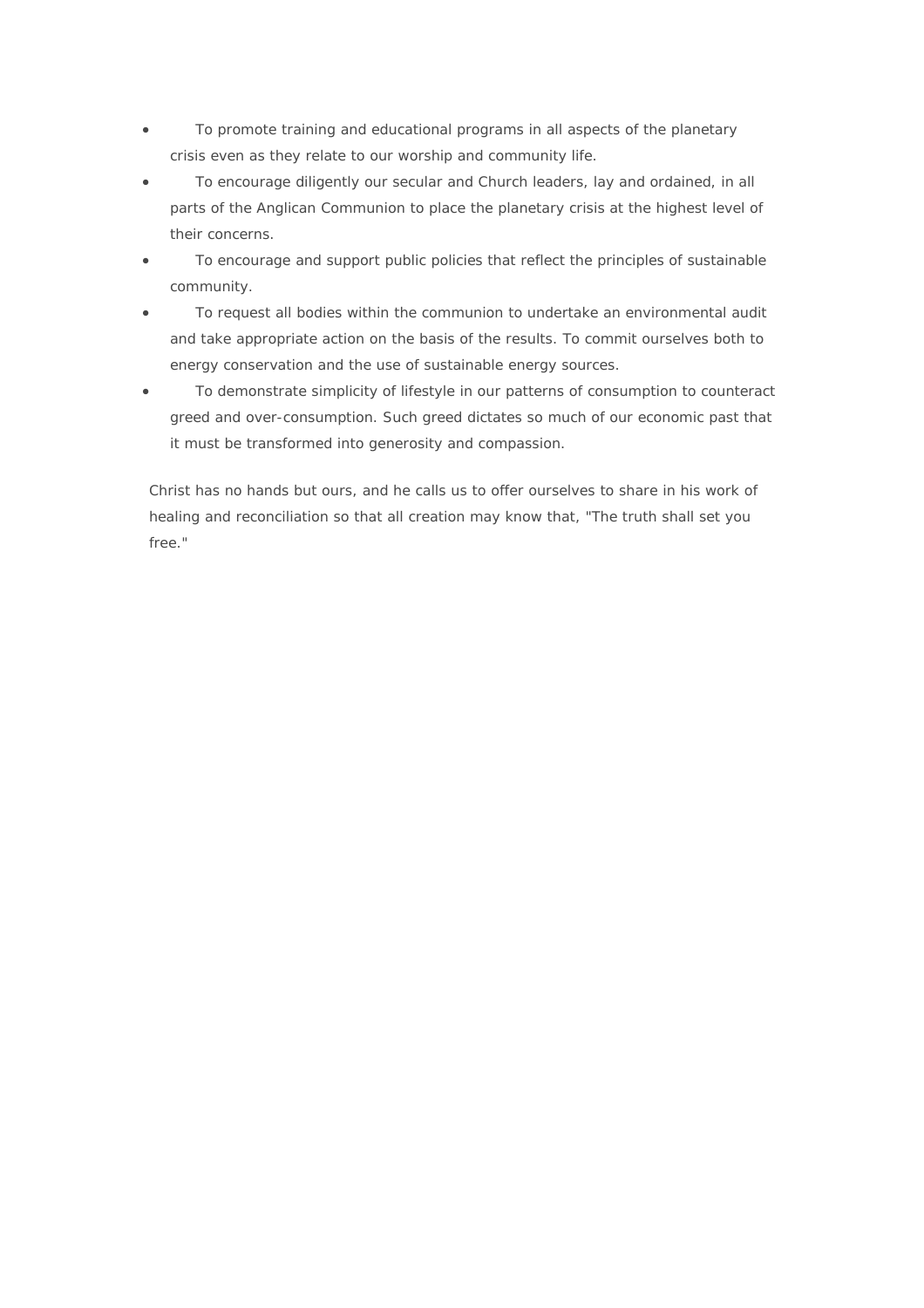- To promote training and educational programs in all aspects of the planetary crisis even as they relate to our worship and community life.
- To encourage diligently our secular and Church leaders, lay and ordained, in all parts of the Anglican Communion to place the planetary crisis at the highest level of their concerns.
- To encourage and support public policies that reflect the principles of sustainable community.
- To request all bodies within the communion to undertake an environmental audit and take appropriate action on the basis of the results. To commit ourselves both to energy conservation and the use of sustainable energy sources.
- To demonstrate simplicity of lifestyle in our patterns of consumption to counteract greed and over-consumption. Such greed dictates so much of our economic past that it must be transformed into generosity and compassion.

Christ has no hands but ours, and he calls us to offer ourselves to share in his work of healing and reconciliation so that all creation may know that, "The truth shall set you free."